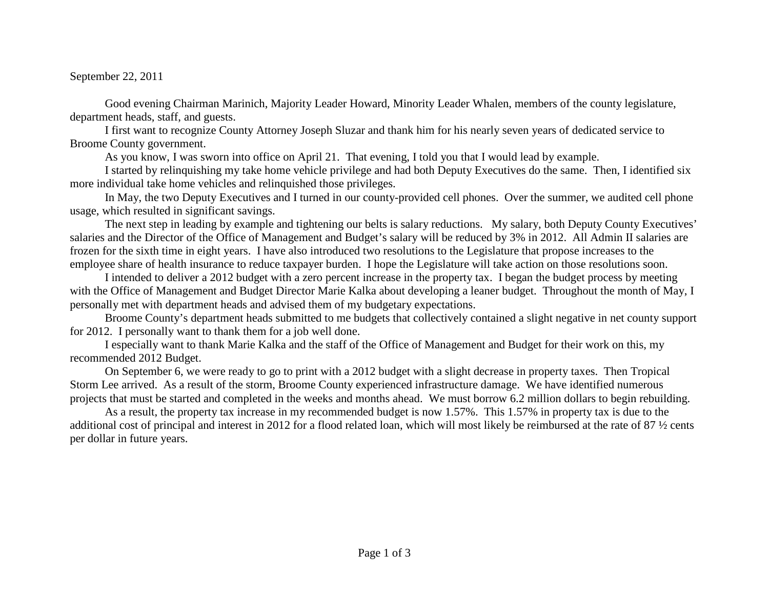September 22, 2011

Good evening Chairman Marinich, Majority Leader Howard, Minority Leader Whalen, members of the county legislature, department heads, staff, and guests.

I first want to recognize County Attorney Joseph Sluzar and thank him for his nearly seven years of dedicated service to Broome County government.

As you know, I was sworn into office on April 21. That evening, I told you that I would lead by example.

I started by relinquishing my take home vehicle privilege and had both Deputy Executives do the same. Then, I identified six more individual take home vehicles and relinquished those privileges.

In May, the two Deputy Executives and I turned in our county-provided cell phones. Over the summer, we audited cell phone usage, which resulted in significant savings.

The next step in leading by example and tightening our belts is salary reductions. My salary, both Deputy County Executives' salaries and the Director of the Office of Management and Budget's salary will be reduced by 3% in 2012. All Admin II salaries are frozen for the sixth time in eight years. I have also introduced two resolutions to the Legislature that propose increases to the employee share of health insurance to reduce taxpayer burden. I hope the Legislature will take action on those resolutions soon.

I intended to deliver a 2012 budget with a zero percent increase in the property tax. I began the budget process by meeting with the Office of Management and Budget Director Marie Kalka about developing a leaner budget. Throughout the month of May, I personally met with department heads and advised them of my budgetary expectations.

Broome County's department heads submitted to me budgets that collectively contained a slight negative in net county support for 2012. I personally want to thank them for a job well done.

I especially want to thank Marie Kalka and the staff of the Office of Management and Budget for their work on this, my recommended 2012 Budget.

On September 6, we were ready to go to print with a 2012 budget with a slight decrease in property taxes. Then Tropical Storm Lee arrived. As a result of the storm, Broome County experienced infrastructure damage. We have identified numerous projects that must be started and completed in the weeks and months ahead. We must borrow 6.2 million dollars to begin rebuilding.

As a result, the property tax increase in my recommended budget is now 1.57%. This 1.57% in property tax is due to the additional cost of principal and interest in 2012 for a flood related loan, which will most likely be reimbursed at the rate of 87 ½ cents per dollar in future years.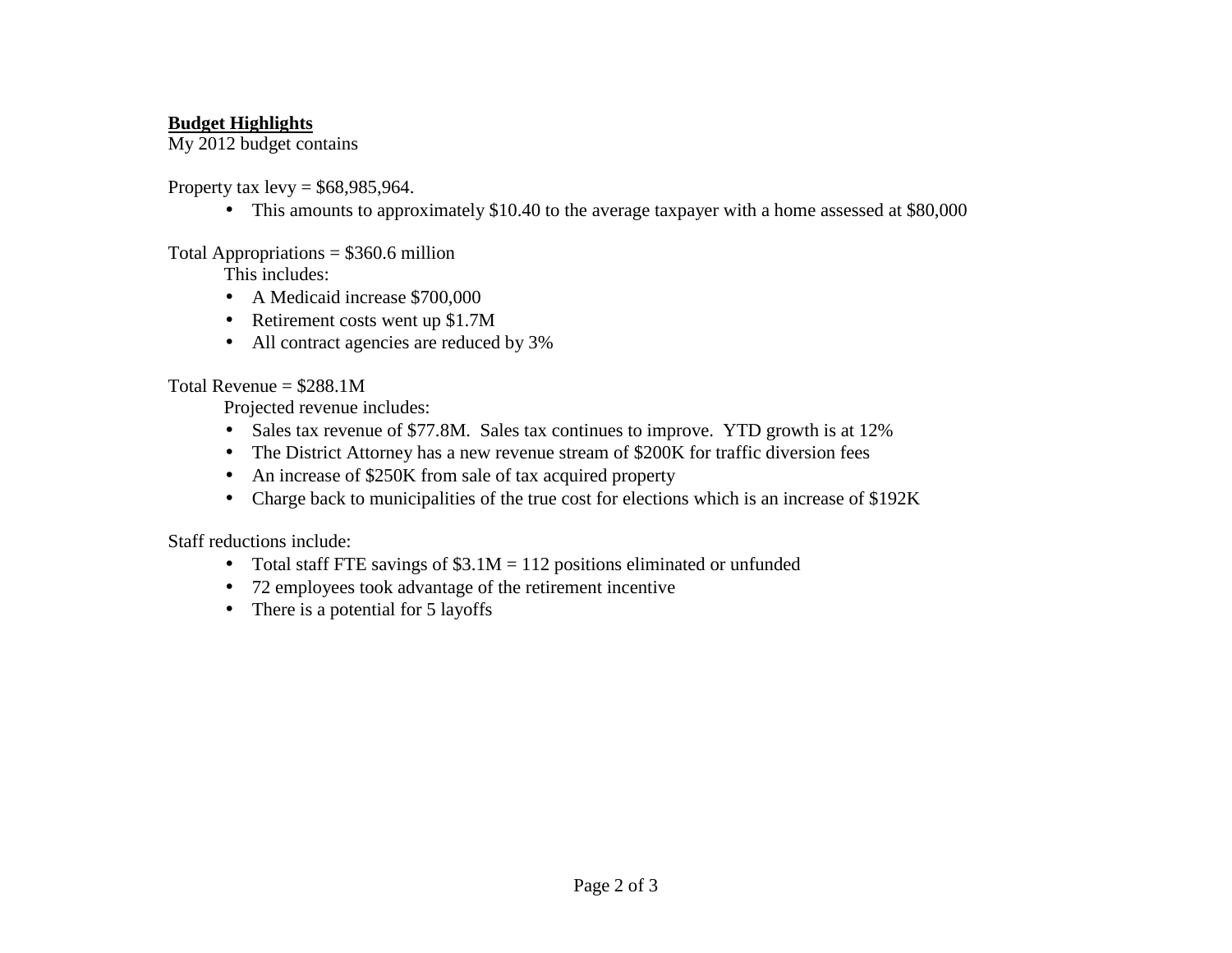**Budget Highlights**

My 2012 budget contains

Property tax levy = $68,985,964.

- This amounts to approximately $10.40 to the average taxpayer with a home assessed at $80,000

Total Appropriations = $360.6 million

This includes:

- A Medicaid increase $700,000
- Retirement costs went up $1.7M
- All contract agencies are reduced by 3%

Total Revenue = $288.1M

Projected revenue includes:

- Sales tax revenue of $77.8M. Sales tax continues to improve. YTD growth is at 12%
- The District Attorney has a new revenue stream of $200K for traffic diversion fees
- An increase of $250K from sale of tax acquired property
- Charge back to municipalities of the true cost for elections which is an increase of $192K

Staff reductions include:

- Total staff FTE savings of $3.1M = 112 positions eliminated or unfunded
- 72 employees took advantage of the retirement incentive
- There is a potential for 5 layoffs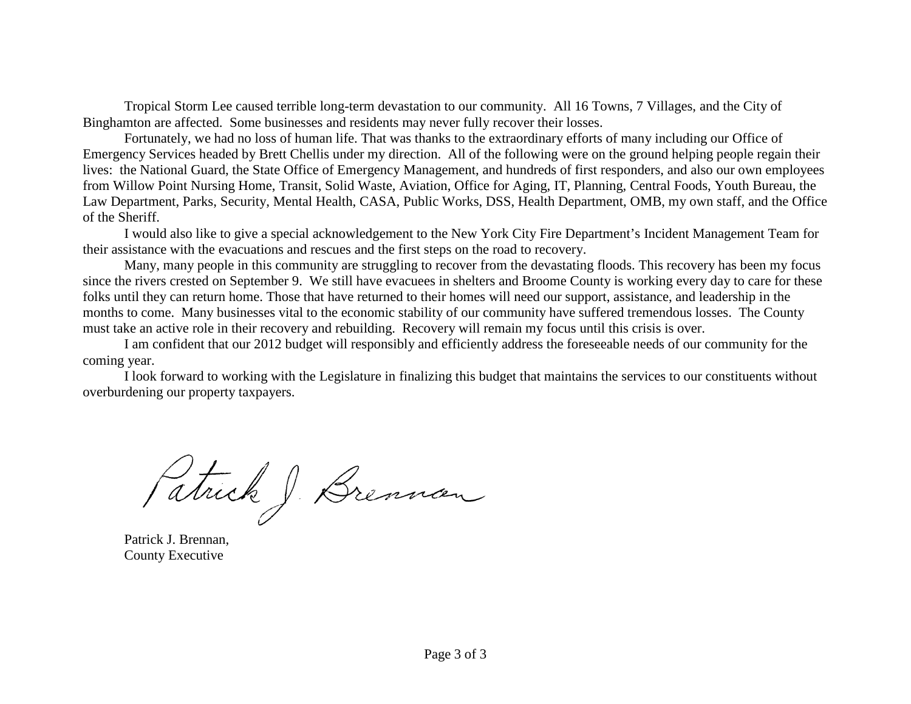Tropical Storm Lee caused terrible long-term devastation to our community. All 16 Towns, 7 Villages, and the City of Binghamton are affected. Some businesses and residents may never fully recover their losses.

Fortunately, we had no loss of human life. That was thanks to the extraordinary efforts of many including our Office of Emergency Services headed by Brett Chellis under my direction. All of the following were on the ground helping people regain their lives: the National Guard, the State Office of Emergency Management, and hundreds of first responders, and also our own employees from Willow Point Nursing Home, Transit, Solid Waste, Aviation, Office for Aging, IT, Planning, Central Foods, Youth Bureau, the Law Department, Parks, Security, Mental Health, CASA, Public Works, DSS, Health Department, OMB, my own staff, and the Office of the Sheriff.

I would also like to give a special acknowledgement to the New York City Fire Department's Incident Management Team for their assistance with the evacuations and rescues and the first steps on the road to recovery.

Many, many people in this community are struggling to recover from the devastating floods. This recovery has been my focus since the rivers crested on September 9. We still have evacuees in shelters and Broome County is working every day to care for these folks until they can return home. Those that have returned to their homes will need our support, assistance, and leadership in the months to come. Many businesses vital to the economic stability of our community have suffered tremendous losses. The County must take an active role in their recovery and rebuilding. Recovery will remain my focus until this crisis is over.

I am confident that our 2012 budget will responsibly and efficiently address the foreseeable needs of our community for the coming year.

I look forward to working with the Legislature in finalizing this budget that maintains the services to our constituents without overburdening our property taxpayers.

Patrick J. Brennan

Patrick J. Brennan,
County Executive